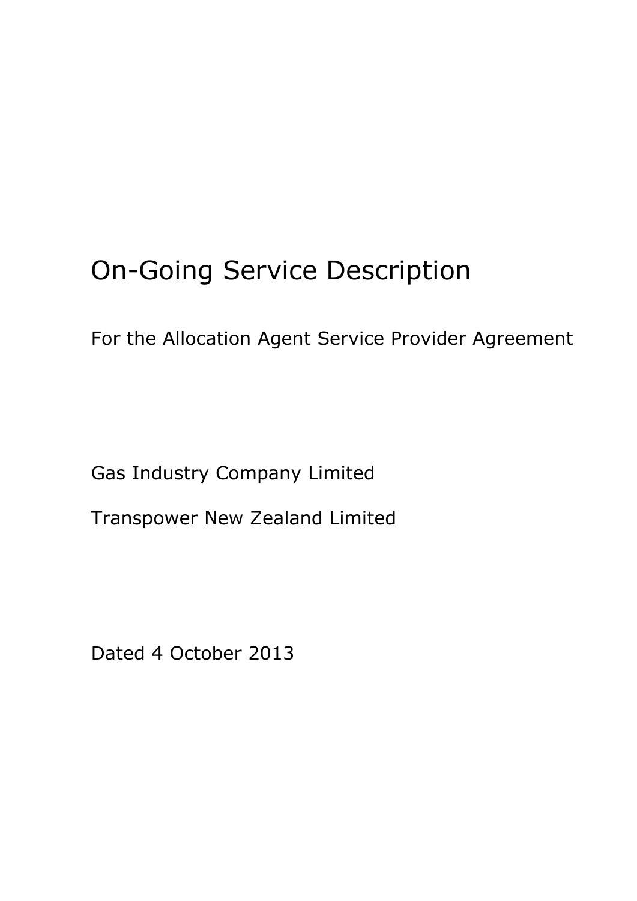# On-Going Service Description

For the Allocation Agent Service Provider Agreement

Gas Industry Company Limited

Transpower New Zealand Limited

Dated 4 October 2013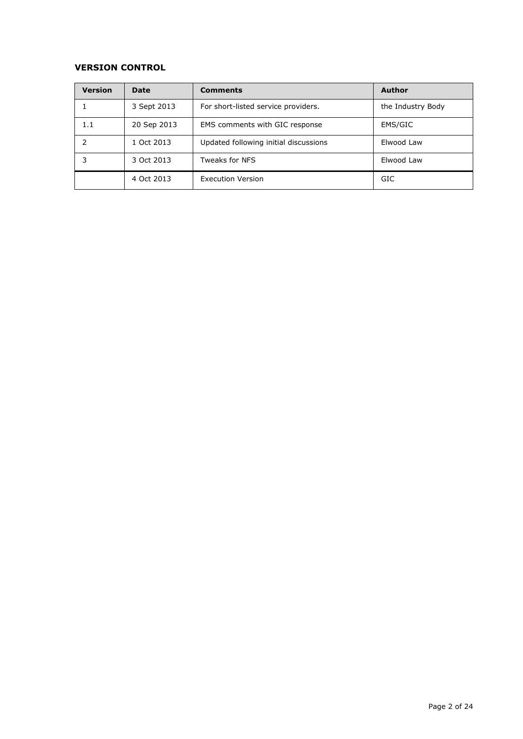## VERSION CONTROL

| Version | Date | Comments | Author |
|---|---|---|---|
| 1 | 3 Sept 2013 | For short-listed service providers. | the Industry Body |
| 1.1 | 20 Sep 2013 | EMS comments with GIC response | EMS/GIC |
| 2 | 1 Oct 2013 | Updated following initial discussions | Elwood Law |
| 3 | 3 Oct 2013 | Tweaks for NFS | Elwood Law |
| | 4 Oct 2013 | Execution Version | GIC |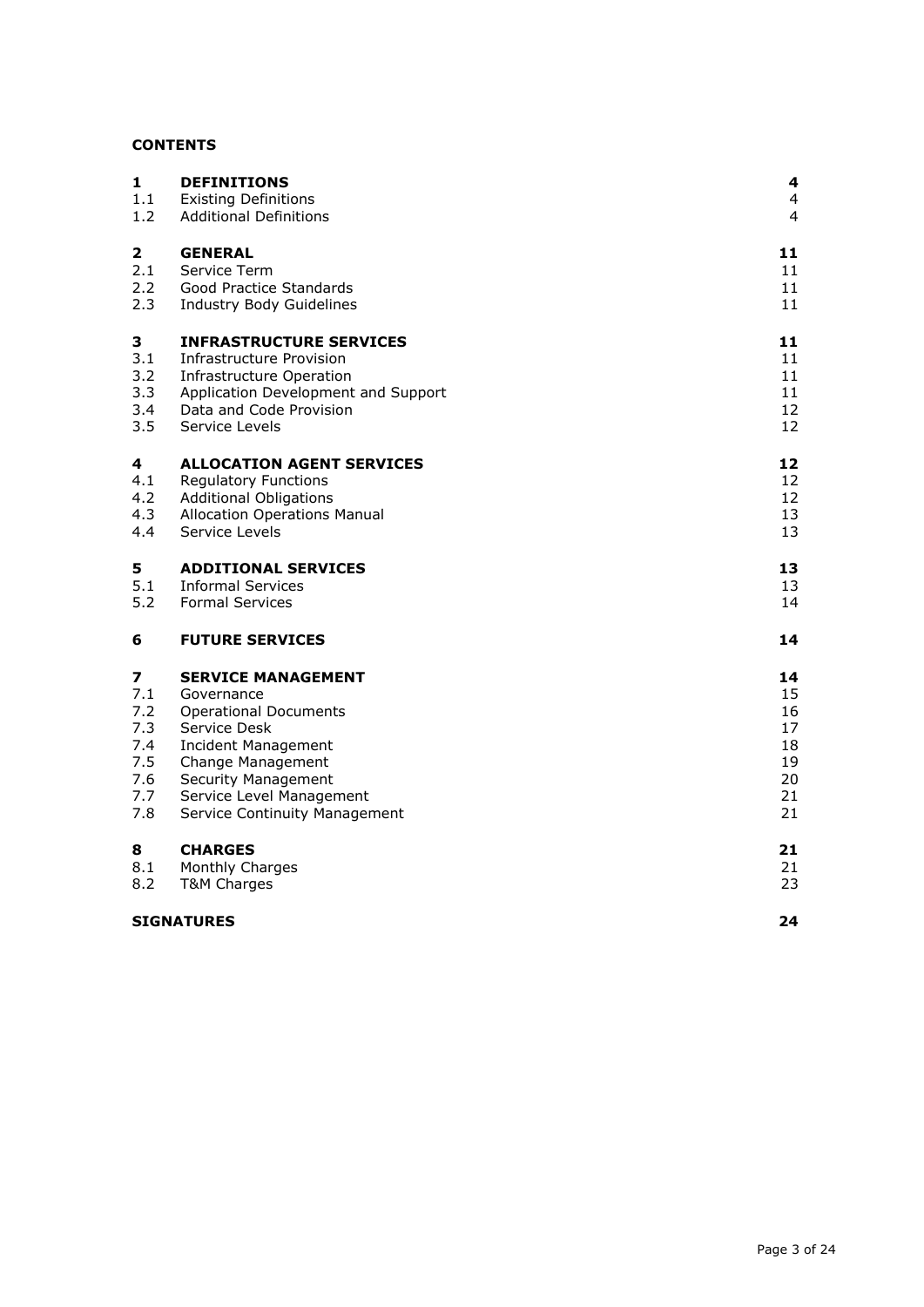**CONTENTS**

| | | |
|---|---|---|
| **1** | **DEFINITIONS** | **4** |
| 1.1 | Existing Definitions | 4 |
| 1.2 | Additional Definitions | 4 |
| **2** | **GENERAL** | **11** |
| 2.1 | Service Term | 11 |
| 2.2 | Good Practice Standards | 11 |
| 2.3 | Industry Body Guidelines | 11 |
| **3** | **INFRASTRUCTURE SERVICES** | **11** |
| 3.1 | Infrastructure Provision | 11 |
| 3.2 | Infrastructure Operation | 11 |
| 3.3 | Application Development and Support | 11 |
| 3.4 | Data and Code Provision | 12 |
| 3.5 | Service Levels | 12 |
| **4** | **ALLOCATION AGENT SERVICES** | **12** |
| 4.1 | Regulatory Functions | 12 |
| 4.2 | Additional Obligations | 12 |
| 4.3 | Allocation Operations Manual | 13 |
| 4.4 | Service Levels | 13 |
| **5** | **ADDITIONAL SERVICES** | **13** |
| 5.1 | Informal Services | 13 |
| 5.2 | Formal Services | 14 |
| **6** | **FUTURE SERVICES** | **14** |
| **7** | **SERVICE MANAGEMENT** | **14** |
| 7.1 | Governance | 15 |
| 7.2 | Operational Documents | 16 |
| 7.3 | Service Desk | 17 |
| 7.4 | Incident Management | 18 |
| 7.5 | Change Management | 19 |
| 7.6 | Security Management | 20 |
| 7.7 | Service Level Management | 21 |
| 7.8 | Service Continuity Management | 21 |
| **8** | **CHARGES** | **21** |
| 8.1 | Monthly Charges | 21 |
| 8.2 | T&M Charges | 23 |
| | **SIGNATURES** | **24** |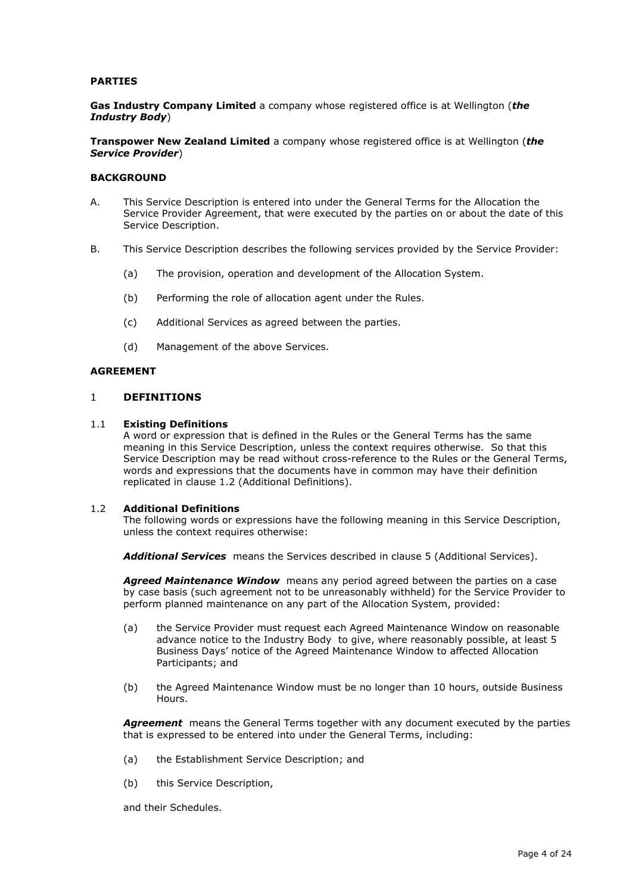**PARTIES**

**Gas Industry Company Limited** a company whose registered office is at Wellington (***the Industry Body***)

**Transpower New Zealand Limited** a company whose registered office is at Wellington (***the Service Provider***)

**BACKGROUND**

A. This Service Description is entered into under the General Terms for the Allocation the Service Provider Agreement, that were executed by the parties on or about the date of this Service Description.

B. This Service Description describes the following services provided by the Service Provider:

   (a) The provision, operation and development of the Allocation System.

   (b) Performing the role of allocation agent under the Rules.

   (c) Additional Services as agreed between the parties.

   (d) Management of the above Services.

**AGREEMENT**

## 1 DEFINITIONS

### 1.1 Existing Definitions

A word or expression that is defined in the Rules or the General Terms has the same meaning in this Service Description, unless the context requires otherwise. So that this Service Description may be read without cross-reference to the Rules or the General Terms, words and expressions that the documents have in common may have their definition replicated in clause 1.2 (Additional Definitions).

### 1.2 Additional Definitions

The following words or expressions have the following meaning in this Service Description, unless the context requires otherwise:

***Additional Services*** means the Services described in clause 5 (Additional Services).

***Agreed Maintenance Window*** means any period agreed between the parties on a case by case basis (such agreement not to be unreasonably withheld) for the Service Provider to perform planned maintenance on any part of the Allocation System, provided:

   (a) the Service Provider must request each Agreed Maintenance Window on reasonable advance notice to the Industry Body to give, where reasonably possible, at least 5 Business Days' notice of the Agreed Maintenance Window to affected Allocation Participants; and

   (b) the Agreed Maintenance Window must be no longer than 10 hours, outside Business Hours.

***Agreement*** means the General Terms together with any document executed by the parties that is expressed to be entered into under the General Terms, including:

   (a) the Establishment Service Description; and

   (b) this Service Description,

and their Schedules.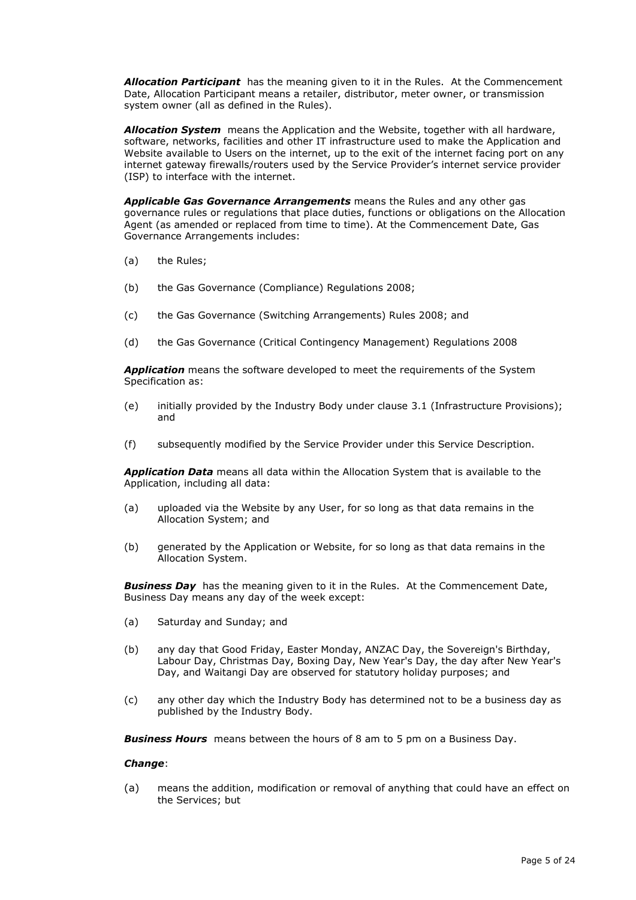***Allocation Participant*** has the meaning given to it in the Rules. At the Commencement Date, Allocation Participant means a retailer, distributor, meter owner, or transmission system owner (all as defined in the Rules).

***Allocation System*** means the Application and the Website, together with all hardware, software, networks, facilities and other IT infrastructure used to make the Application and Website available to Users on the internet, up to the exit of the internet facing port on any internet gateway firewalls/routers used by the Service Provider's internet service provider (ISP) to interface with the internet.

***Applicable Gas Governance Arrangements*** means the Rules and any other gas governance rules or regulations that place duties, functions or obligations on the Allocation Agent (as amended or replaced from time to time). At the Commencement Date, Gas Governance Arrangements includes:

(a) the Rules;

(b) the Gas Governance (Compliance) Regulations 2008;

(c) the Gas Governance (Switching Arrangements) Rules 2008; and

(d) the Gas Governance (Critical Contingency Management) Regulations 2008

***Application*** means the software developed to meet the requirements of the System Specification as:

(e) initially provided by the Industry Body under clause 3.1 (Infrastructure Provisions); and

(f) subsequently modified by the Service Provider under this Service Description.

***Application Data*** means all data within the Allocation System that is available to the Application, including all data:

(a) uploaded via the Website by any User, for so long as that data remains in the Allocation System; and

(b) generated by the Application or Website, for so long as that data remains in the Allocation System.

***Business Day*** has the meaning given to it in the Rules. At the Commencement Date, Business Day means any day of the week except:

(a) Saturday and Sunday; and

(b) any day that Good Friday, Easter Monday, ANZAC Day, the Sovereign's Birthday, Labour Day, Christmas Day, Boxing Day, New Year's Day, the day after New Year's Day, and Waitangi Day are observed for statutory holiday purposes; and

(c) any other day which the Industry Body has determined not to be a business day as published by the Industry Body.

***Business Hours*** means between the hours of 8 am to 5 pm on a Business Day.

***Change***:

(a) means the addition, modification or removal of anything that could have an effect on the Services; but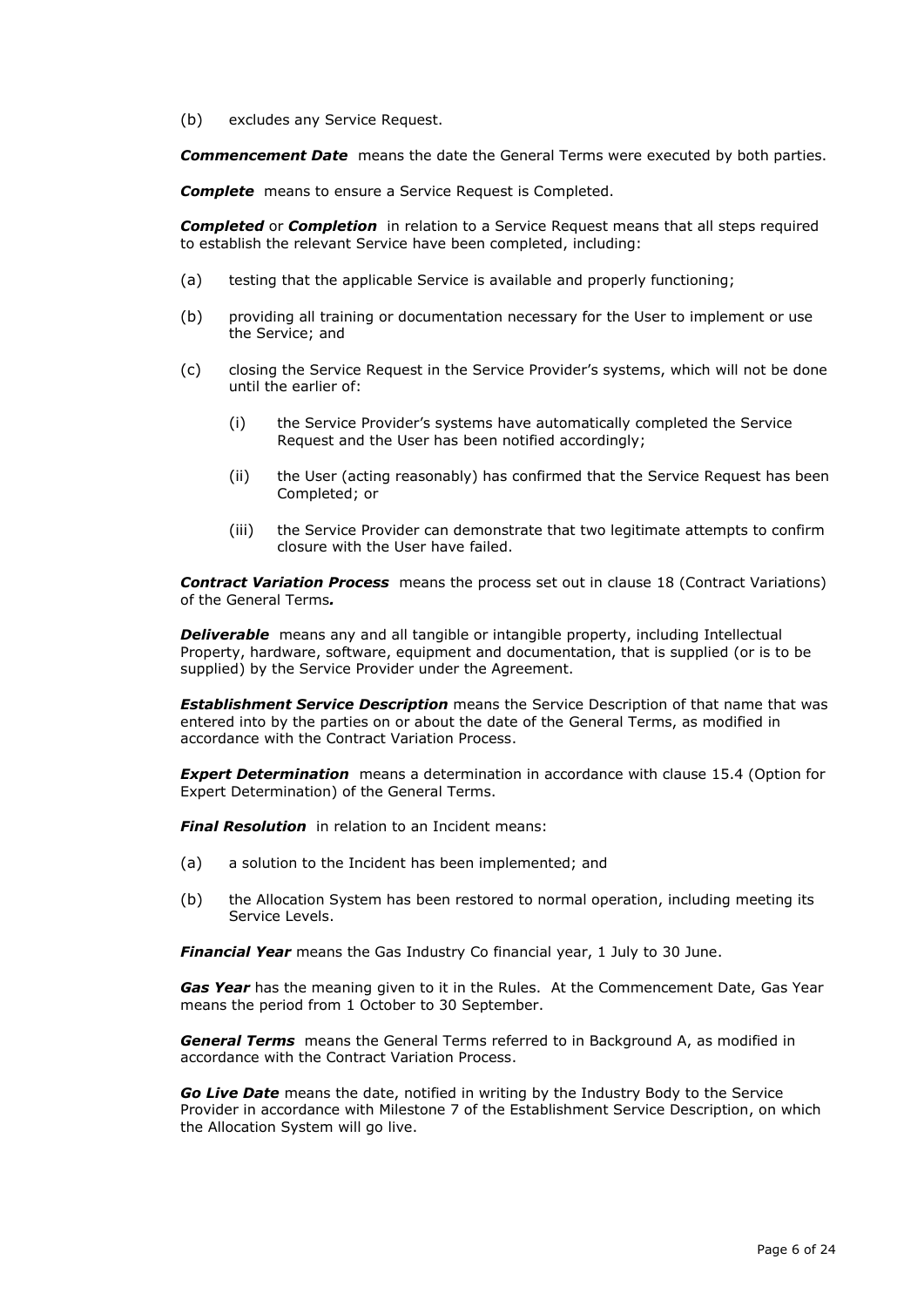(b) excludes any Service Request.

***Commencement Date*** means the date the General Terms were executed by both parties.

***Complete*** means to ensure a Service Request is Completed.

***Completed*** or ***Completion*** in relation to a Service Request means that all steps required to establish the relevant Service have been completed, including:

(a) testing that the applicable Service is available and properly functioning;

(b) providing all training or documentation necessary for the User to implement or use the Service; and

(c) closing the Service Request in the Service Provider's systems, which will not be done until the earlier of:

  (i) the Service Provider's systems have automatically completed the Service Request and the User has been notified accordingly;

  (ii) the User (acting reasonably) has confirmed that the Service Request has been Completed; or

  (iii) the Service Provider can demonstrate that two legitimate attempts to confirm closure with the User have failed.

***Contract Variation Process*** means the process set out in clause 18 (Contract Variations) of the General Terms***.***

***Deliverable*** means any and all tangible or intangible property, including Intellectual Property, hardware, software, equipment and documentation, that is supplied (or is to be supplied) by the Service Provider under the Agreement.

***Establishment Service Description*** means the Service Description of that name that was entered into by the parties on or about the date of the General Terms, as modified in accordance with the Contract Variation Process.

***Expert Determination*** means a determination in accordance with clause 15.4 (Option for Expert Determination) of the General Terms.

***Final Resolution*** in relation to an Incident means:

(a) a solution to the Incident has been implemented; and

(b) the Allocation System has been restored to normal operation, including meeting its Service Levels.

***Financial Year*** means the Gas Industry Co financial year, 1 July to 30 June.

***Gas Year*** has the meaning given to it in the Rules. At the Commencement Date, Gas Year means the period from 1 October to 30 September.

***General Terms*** means the General Terms referred to in Background A, as modified in accordance with the Contract Variation Process.

***Go Live Date*** means the date, notified in writing by the Industry Body to the Service Provider in accordance with Milestone 7 of the Establishment Service Description, on which the Allocation System will go live.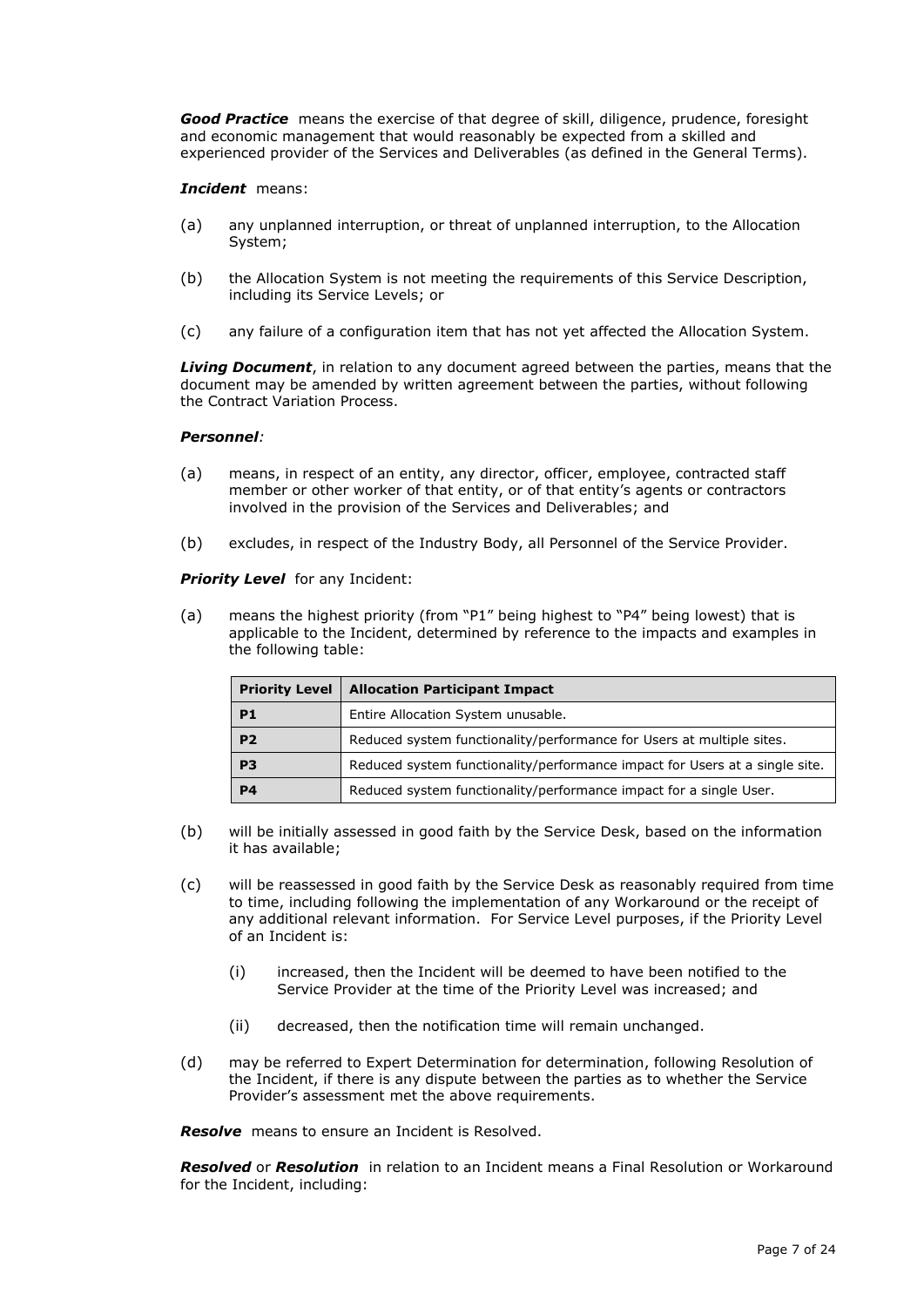***Good Practice*** means the exercise of that degree of skill, diligence, prudence, foresight and economic management that would reasonably be expected from a skilled and experienced provider of the Services and Deliverables (as defined in the General Terms).

***Incident*** means:

(a) any unplanned interruption, or threat of unplanned interruption, to the Allocation System;

(b) the Allocation System is not meeting the requirements of this Service Description, including its Service Levels; or

(c) any failure of a configuration item that has not yet affected the Allocation System.

***Living Document***, in relation to any document agreed between the parties, means that the document may be amended by written agreement between the parties, without following the Contract Variation Process.

***Personnel****:*

(a) means, in respect of an entity, any director, officer, employee, contracted staff member or other worker of that entity, or of that entity's agents or contractors involved in the provision of the Services and Deliverables; and

(b) excludes, in respect of the Industry Body, all Personnel of the Service Provider.

***Priority Level*** for any Incident:

(a) means the highest priority (from "P1" being highest to "P4" being lowest) that is applicable to the Incident, determined by reference to the impacts and examples in the following table:

| Priority Level | Allocation Participant Impact |
|---|---|
| **P1** | Entire Allocation System unusable. |
| **P2** | Reduced system functionality/performance for Users at multiple sites. |
| **P3** | Reduced system functionality/performance impact for Users at a single site. |
| **P4** | Reduced system functionality/performance impact for a single User. |

(b) will be initially assessed in good faith by the Service Desk, based on the information it has available;

(c) will be reassessed in good faith by the Service Desk as reasonably required from time to time, including following the implementation of any Workaround or the receipt of any additional relevant information. For Service Level purposes, if the Priority Level of an Incident is:

(i) increased, then the Incident will be deemed to have been notified to the Service Provider at the time of the Priority Level was increased; and

(ii) decreased, then the notification time will remain unchanged.

(d) may be referred to Expert Determination for determination, following Resolution of the Incident, if there is any dispute between the parties as to whether the Service Provider's assessment met the above requirements.

***Resolve*** means to ensure an Incident is Resolved.

***Resolved*** or ***Resolution*** in relation to an Incident means a Final Resolution or Workaround for the Incident, including: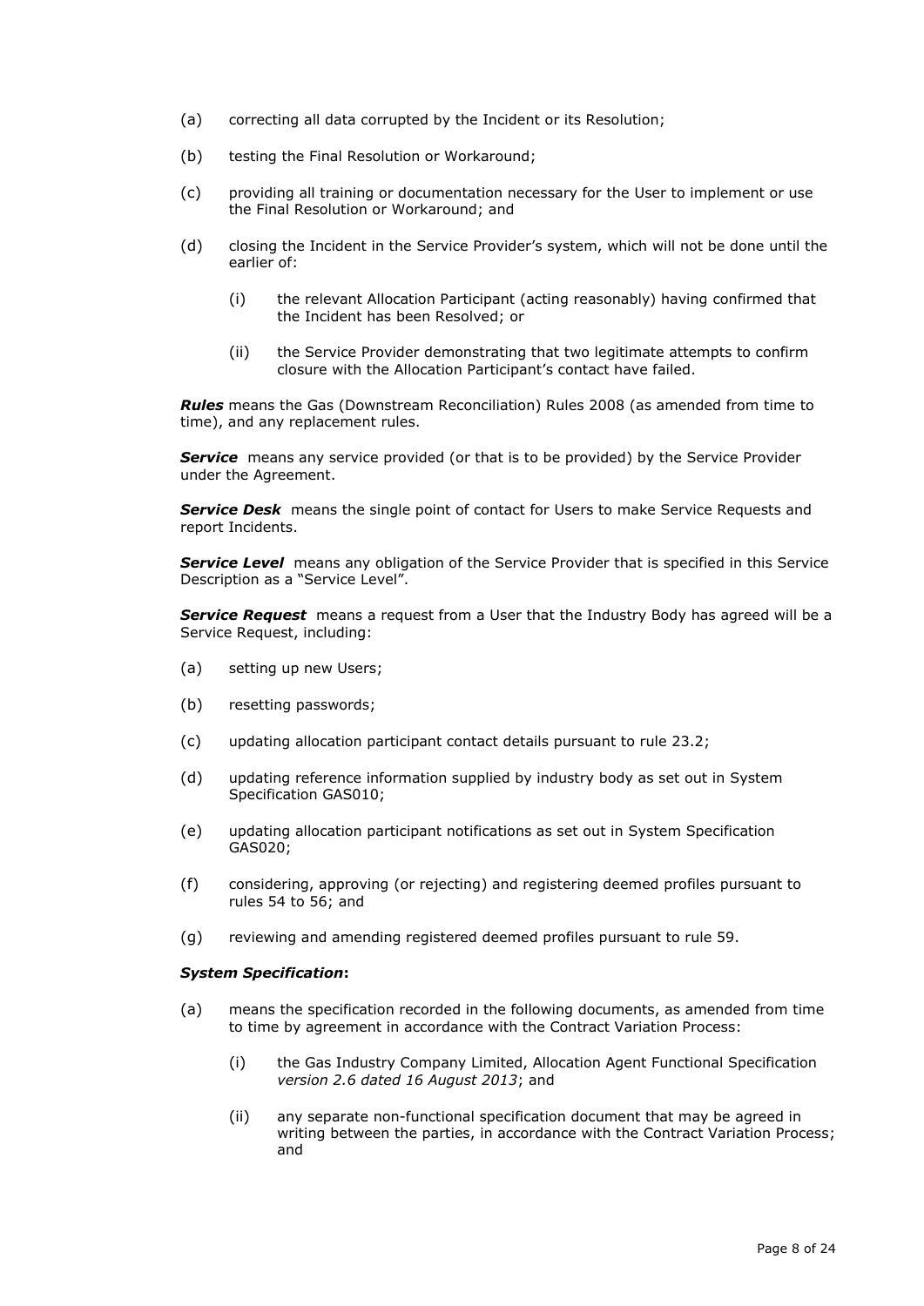(a) correcting all data corrupted by the Incident or its Resolution;

(b) testing the Final Resolution or Workaround;

(c) providing all training or documentation necessary for the User to implement or use the Final Resolution or Workaround; and

(d) closing the Incident in the Service Provider's system, which will not be done until the earlier of:

    (i) the relevant Allocation Participant (acting reasonably) having confirmed that the Incident has been Resolved; or

    (ii) the Service Provider demonstrating that two legitimate attempts to confirm closure with the Allocation Participant's contact have failed.

***Rules*** means the Gas (Downstream Reconciliation) Rules 2008 (as amended from time to time), and any replacement rules.

***Service*** means any service provided (or that is to be provided) by the Service Provider under the Agreement.

***Service Desk*** means the single point of contact for Users to make Service Requests and report Incidents.

***Service Level*** means any obligation of the Service Provider that is specified in this Service Description as a "Service Level".

***Service Request*** means a request from a User that the Industry Body has agreed will be a Service Request, including:

(a) setting up new Users;

(b) resetting passwords;

(c) updating allocation participant contact details pursuant to rule 23.2;

(d) updating reference information supplied by industry body as set out in System Specification GAS010;

(e) updating allocation participant notifications as set out in System Specification GAS020;

(f) considering, approving (or rejecting) and registering deemed profiles pursuant to rules 54 to 56; and

(g) reviewing and amending registered deemed profiles pursuant to rule 59.

***System Specification*:**

(a) means the specification recorded in the following documents, as amended from time to time by agreement in accordance with the Contract Variation Process:

    (i) the Gas Industry Company Limited, Allocation Agent Functional Specification *version 2.6 dated 16 August 2013*; and

    (ii) any separate non-functional specification document that may be agreed in writing between the parties, in accordance with the Contract Variation Process; and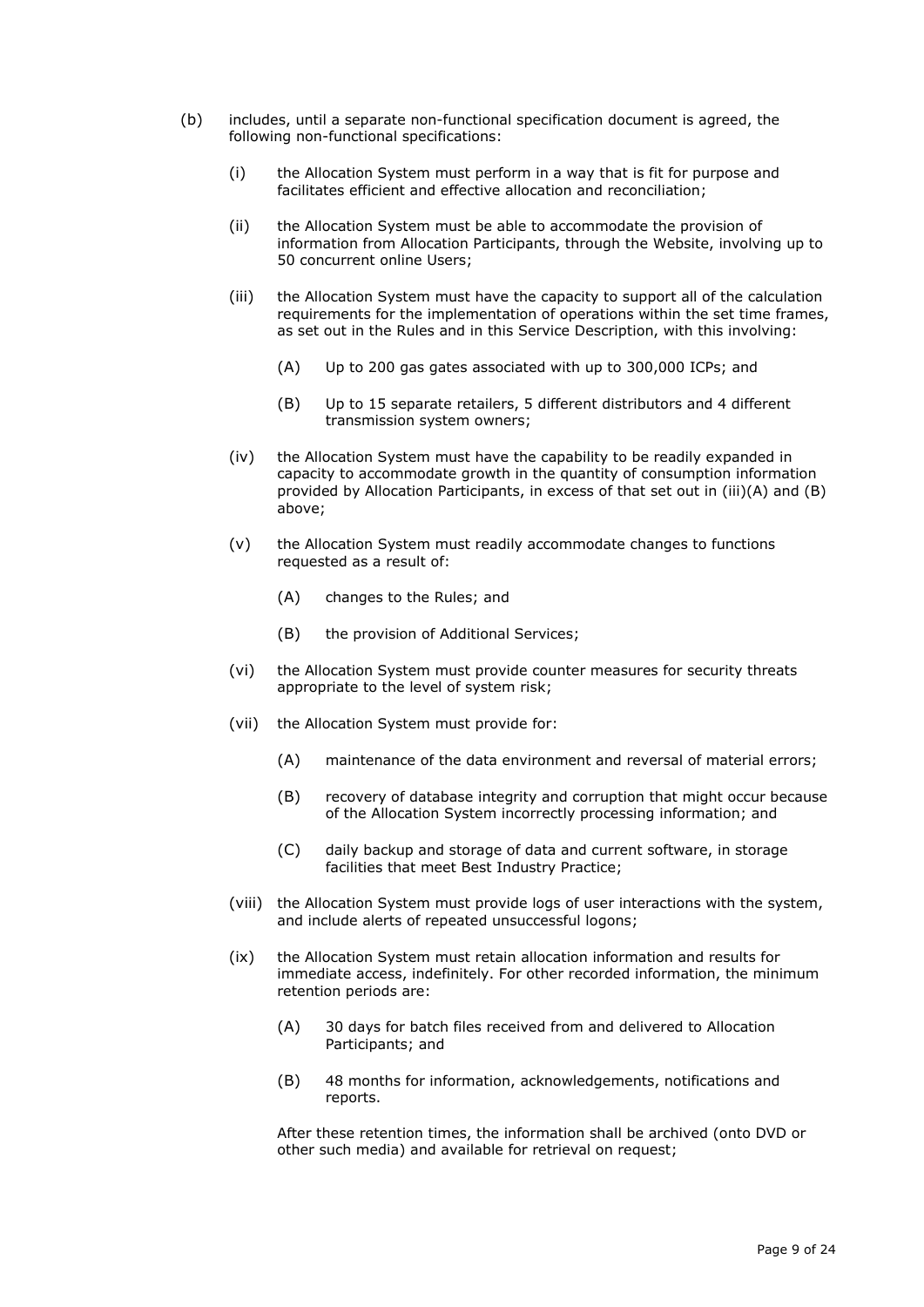(b) includes, until a separate non-functional specification document is agreed, the following non-functional specifications:

  (i) the Allocation System must perform in a way that is fit for purpose and facilitates efficient and effective allocation and reconciliation;

  (ii) the Allocation System must be able to accommodate the provision of information from Allocation Participants, through the Website, involving up to 50 concurrent online Users;

  (iii) the Allocation System must have the capacity to support all of the calculation requirements for the implementation of operations within the set time frames, as set out in the Rules and in this Service Description, with this involving:

    (A) Up to 200 gas gates associated with up to 300,000 ICPs; and

    (B) Up to 15 separate retailers, 5 different distributors and 4 different transmission system owners;

  (iv) the Allocation System must have the capability to be readily expanded in capacity to accommodate growth in the quantity of consumption information provided by Allocation Participants, in excess of that set out in (iii)(A) and (B) above;

  (v) the Allocation System must readily accommodate changes to functions requested as a result of:

    (A) changes to the Rules; and

    (B) the provision of Additional Services;

  (vi) the Allocation System must provide counter measures for security threats appropriate to the level of system risk;

  (vii) the Allocation System must provide for:

    (A) maintenance of the data environment and reversal of material errors;

    (B) recovery of database integrity and corruption that might occur because of the Allocation System incorrectly processing information; and

    (C) daily backup and storage of data and current software, in storage facilities that meet Best Industry Practice;

  (viii) the Allocation System must provide logs of user interactions with the system, and include alerts of repeated unsuccessful logons;

  (ix) the Allocation System must retain allocation information and results for immediate access, indefinitely. For other recorded information, the minimum retention periods are:

    (A) 30 days for batch files received from and delivered to Allocation Participants; and

    (B) 48 months for information, acknowledgements, notifications and reports.

  After these retention times, the information shall be archived (onto DVD or other such media) and available for retrieval on request;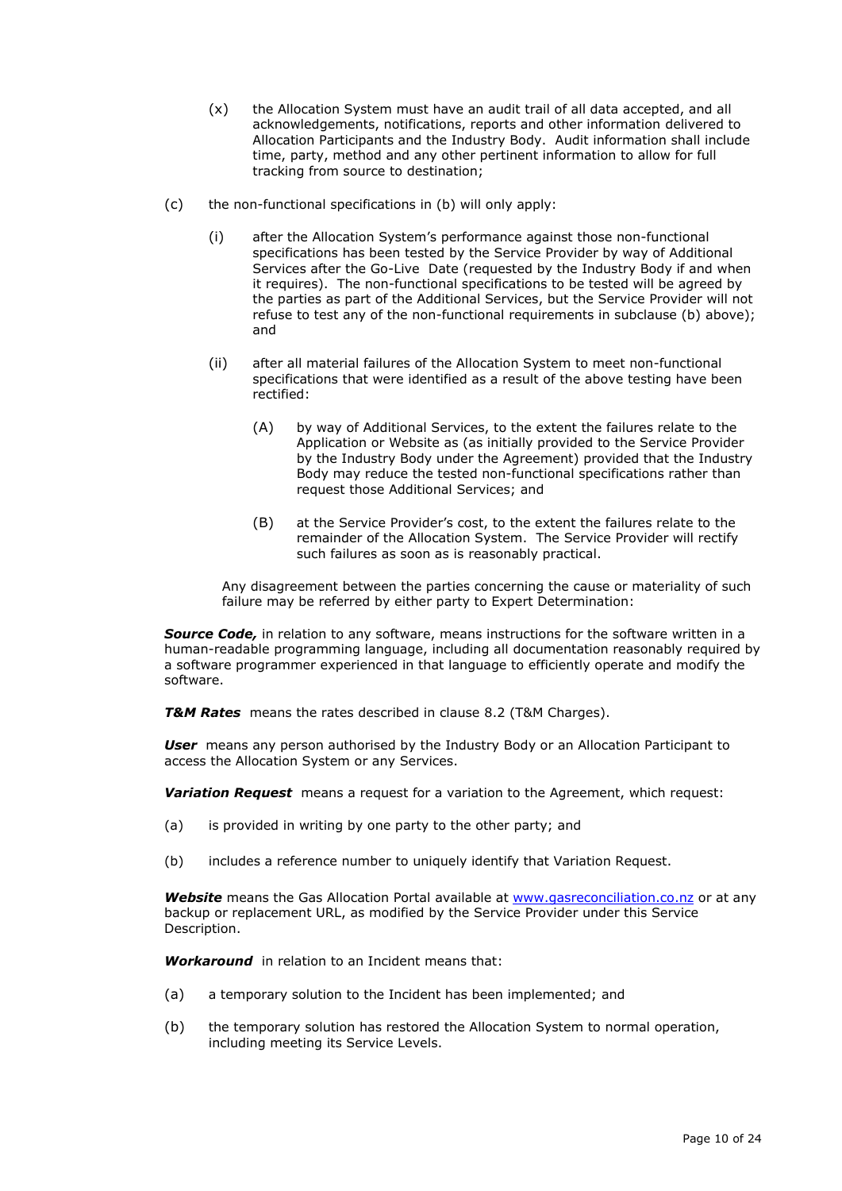(x) the Allocation System must have an audit trail of all data accepted, and all acknowledgements, notifications, reports and other information delivered to Allocation Participants and the Industry Body. Audit information shall include time, party, method and any other pertinent information to allow for full tracking from source to destination;

(c) the non-functional specifications in (b) will only apply:

(i) after the Allocation System's performance against those non-functional specifications has been tested by the Service Provider by way of Additional Services after the Go-Live Date (requested by the Industry Body if and when it requires). The non-functional specifications to be tested will be agreed by the parties as part of the Additional Services, but the Service Provider will not refuse to test any of the non-functional requirements in subclause (b) above); and

(ii) after all material failures of the Allocation System to meet non-functional specifications that were identified as a result of the above testing have been rectified:

(A) by way of Additional Services, to the extent the failures relate to the Application or Website as (as initially provided to the Service Provider by the Industry Body under the Agreement) provided that the Industry Body may reduce the tested non-functional specifications rather than request those Additional Services; and

(B) at the Service Provider's cost, to the extent the failures relate to the remainder of the Allocation System. The Service Provider will rectify such failures as soon as is reasonably practical.

Any disagreement between the parties concerning the cause or materiality of such failure may be referred by either party to Expert Determination:

***Source Code,*** in relation to any software, means instructions for the software written in a human-readable programming language, including all documentation reasonably required by a software programmer experienced in that language to efficiently operate and modify the software.

***T&M Rates*** means the rates described in clause 8.2 (T&M Charges).

***User*** means any person authorised by the Industry Body or an Allocation Participant to access the Allocation System or any Services.

***Variation Request*** means a request for a variation to the Agreement, which request:

(a) is provided in writing by one party to the other party; and

(b) includes a reference number to uniquely identify that Variation Request.

***Website*** means the Gas Allocation Portal available at [www.gasreconciliation.co.nz](http://www.gasreconciliation.co.nz) or at any backup or replacement URL, as modified by the Service Provider under this Service Description.

***Workaround*** in relation to an Incident means that:

(a) a temporary solution to the Incident has been implemented; and

(b) the temporary solution has restored the Allocation System to normal operation, including meeting its Service Levels.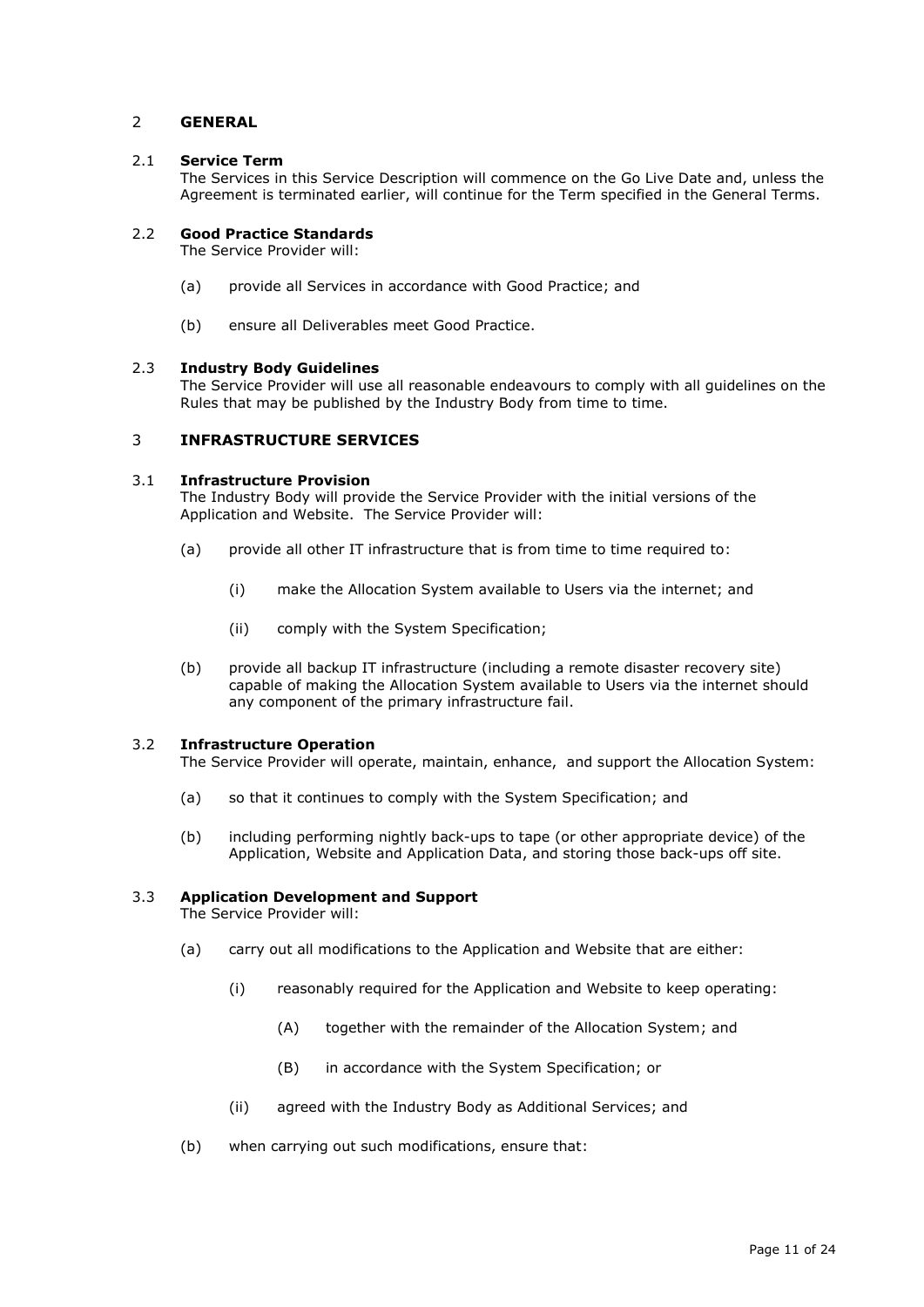## 2 GENERAL

### 2.1 Service Term

The Services in this Service Description will commence on the Go Live Date and, unless the Agreement is terminated earlier, will continue for the Term specified in the General Terms.

### 2.2 Good Practice Standards

The Service Provider will:

(a) provide all Services in accordance with Good Practice; and

(b) ensure all Deliverables meet Good Practice.

### 2.3 Industry Body Guidelines

The Service Provider will use all reasonable endeavours to comply with all guidelines on the Rules that may be published by the Industry Body from time to time.

## 3 INFRASTRUCTURE SERVICES

### 3.1 Infrastructure Provision

The Industry Body will provide the Service Provider with the initial versions of the Application and Website. The Service Provider will:

(a) provide all other IT infrastructure that is from time to time required to:

  (i) make the Allocation System available to Users via the internet; and

  (ii) comply with the System Specification;

(b) provide all backup IT infrastructure (including a remote disaster recovery site) capable of making the Allocation System available to Users via the internet should any component of the primary infrastructure fail.

### 3.2 Infrastructure Operation

The Service Provider will operate, maintain, enhance, and support the Allocation System:

(a) so that it continues to comply with the System Specification; and

(b) including performing nightly back-ups to tape (or other appropriate device) of the Application, Website and Application Data, and storing those back-ups off site.

### 3.3 Application Development and Support

The Service Provider will:

(a) carry out all modifications to the Application and Website that are either:

  (i) reasonably required for the Application and Website to keep operating:

    (A) together with the remainder of the Allocation System; and

    (B) in accordance with the System Specification; or

  (ii) agreed with the Industry Body as Additional Services; and

(b) when carrying out such modifications, ensure that: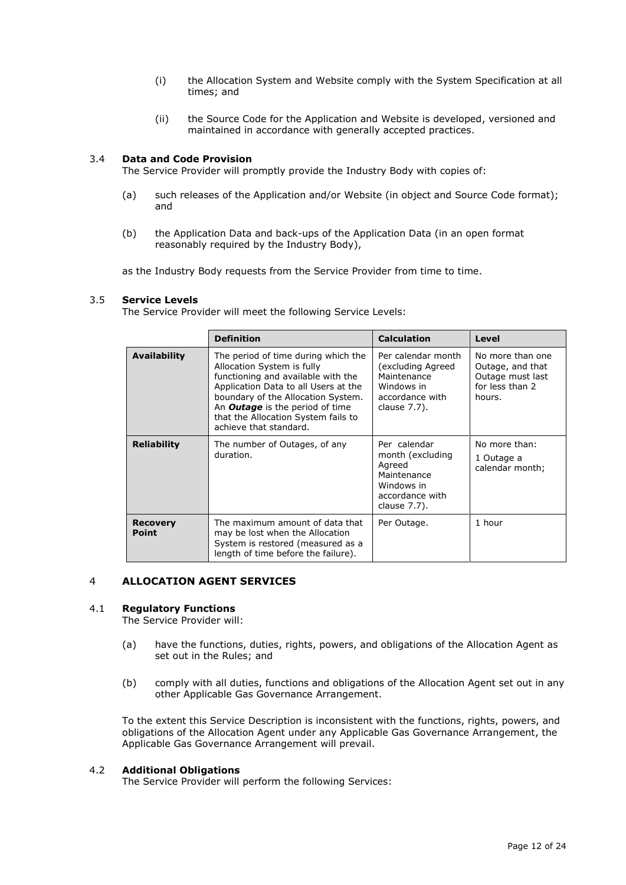(i) the Allocation System and Website comply with the System Specification at all times; and

(ii) the Source Code for the Application and Website is developed, versioned and maintained in accordance with generally accepted practices.

### 3.4 Data and Code Provision

The Service Provider will promptly provide the Industry Body with copies of:

(a) such releases of the Application and/or Website (in object and Source Code format); and

(b) the Application Data and back-ups of the Application Data (in an open format reasonably required by the Industry Body),

as the Industry Body requests from the Service Provider from time to time.

### 3.5 Service Levels

The Service Provider will meet the following Service Levels:

| | Definition | Calculation | Level |
|---|---|---|---|
| **Availability** | The period of time during which the Allocation System is fully functioning and available with the Application Data to all Users at the boundary of the Allocation System. An ***Outage*** is the period of time that the Allocation System fails to achieve that standard. | Per calendar month (excluding Agreed Maintenance Windows in accordance with clause 7.7). | No more than one Outage, and that Outage must last for less than 2 hours. |
| **Reliability** | The number of Outages, of any duration. | Per calendar month (excluding Agreed Maintenance Windows in accordance with clause 7.7). | No more than: 1 Outage a calendar month; |
| **Recovery Point** | The maximum amount of data that may be lost when the Allocation System is restored (measured as a length of time before the failure). | Per Outage. | 1 hour |

## 4 ALLOCATION AGENT SERVICES

### 4.1 Regulatory Functions

The Service Provider will:

(a) have the functions, duties, rights, powers, and obligations of the Allocation Agent as set out in the Rules; and

(b) comply with all duties, functions and obligations of the Allocation Agent set out in any other Applicable Gas Governance Arrangement.

To the extent this Service Description is inconsistent with the functions, rights, powers, and obligations of the Allocation Agent under any Applicable Gas Governance Arrangement, the Applicable Gas Governance Arrangement will prevail.

### 4.2 Additional Obligations

The Service Provider will perform the following Services: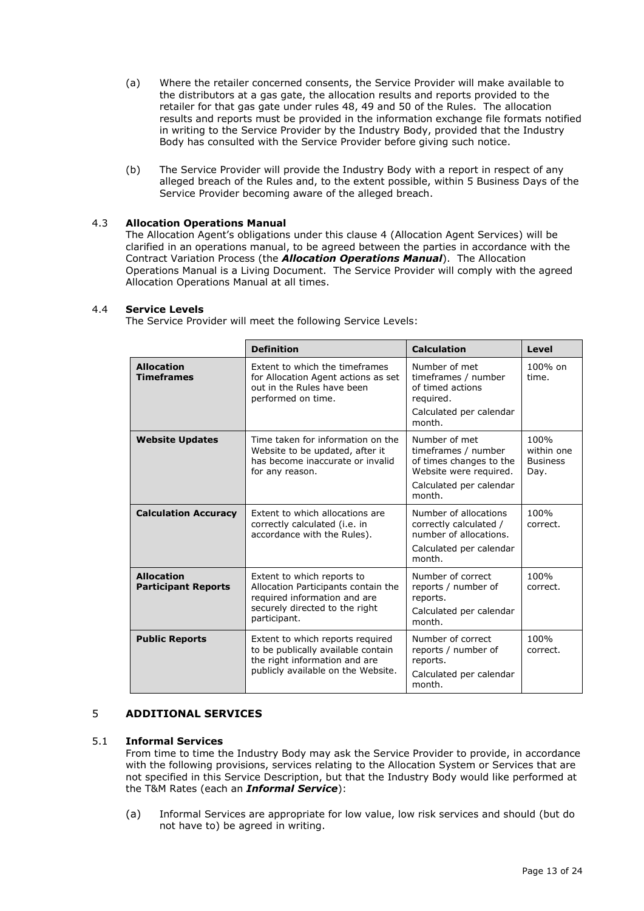(a) Where the retailer concerned consents, the Service Provider will make available to the distributors at a gas gate, the allocation results and reports provided to the retailer for that gas gate under rules 48, 49 and 50 of the Rules. The allocation results and reports must be provided in the information exchange file formats notified in writing to the Service Provider by the Industry Body, provided that the Industry Body has consulted with the Service Provider before giving such notice.

(b) The Service Provider will provide the Industry Body with a report in respect of any alleged breach of the Rules and, to the extent possible, within 5 Business Days of the Service Provider becoming aware of the alleged breach.

### 4.3 Allocation Operations Manual

The Allocation Agent's obligations under this clause 4 (Allocation Agent Services) will be clarified in an operations manual, to be agreed between the parties in accordance with the Contract Variation Process (the ***Allocation Operations Manual***). The Allocation Operations Manual is a Living Document. The Service Provider will comply with the agreed Allocation Operations Manual at all times.

### 4.4 Service Levels

The Service Provider will meet the following Service Levels:

| | Definition | Calculation | Level |
|---|---|---|---|
| **Allocation Timeframes** | Extent to which the timeframes for Allocation Agent actions as set out in the Rules have been performed on time. | Number of met timeframes / number of timed actions required. Calculated per calendar month. | 100% on time. |
| **Website Updates** | Time taken for information on the Website to be updated, after it has become inaccurate or invalid for any reason. | Number of met timeframes / number of times changes to the Website were required. Calculated per calendar month. | 100% within one Business Day. |
| **Calculation Accuracy** | Extent to which allocations are correctly calculated (i.e. in accordance with the Rules). | Number of allocations correctly calculated / number of allocations. Calculated per calendar month. | 100% correct. |
| **Allocation Participant Reports** | Extent to which reports to Allocation Participants contain the required information and are securely directed to the right participant. | Number of correct reports / number of reports. Calculated per calendar month. | 100% correct. |
| **Public Reports** | Extent to which reports required to be publically available contain the right information and are publicly available on the Website. | Number of correct reports / number of reports. Calculated per calendar month. | 100% correct. |

## 5 ADDITIONAL SERVICES

### 5.1 Informal Services

From time to time the Industry Body may ask the Service Provider to provide, in accordance with the following provisions, services relating to the Allocation System or Services that are not specified in this Service Description, but that the Industry Body would like performed at the T&M Rates (each an ***Informal Service***):

(a) Informal Services are appropriate for low value, low risk services and should (but do not have to) be agreed in writing.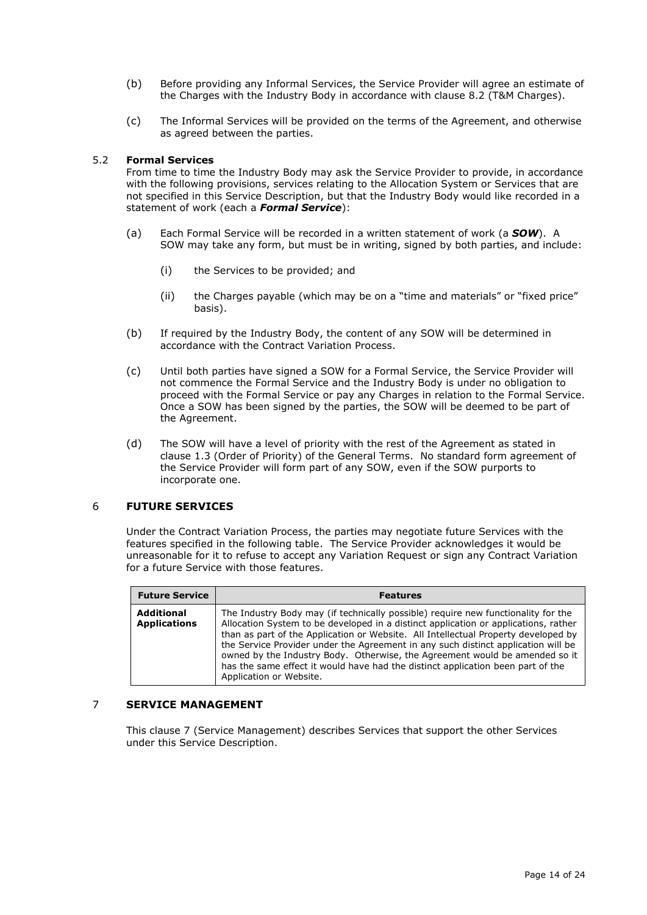(b) Before providing any Informal Services, the Service Provider will agree an estimate of the Charges with the Industry Body in accordance with clause 8.2 (T&M Charges).

(c) The Informal Services will be provided on the terms of the Agreement, and otherwise as agreed between the parties.

### 5.2 Formal Services

From time to time the Industry Body may ask the Service Provider to provide, in accordance with the following provisions, services relating to the Allocation System or Services that are not specified in this Service Description, but that the Industry Body would like recorded in a statement of work (each a ***Formal Service***):

(a) Each Formal Service will be recorded in a written statement of work (a ***SOW***). A SOW may take any form, but must be in writing, signed by both parties, and include:

  (i) the Services to be provided; and

  (ii) the Charges payable (which may be on a "time and materials" or "fixed price" basis).

(b) If required by the Industry Body, the content of any SOW will be determined in accordance with the Contract Variation Process.

(c) Until both parties have signed a SOW for a Formal Service, the Service Provider will not commence the Formal Service and the Industry Body is under no obligation to proceed with the Formal Service or pay any Charges in relation to the Formal Service. Once a SOW has been signed by the parties, the SOW will be deemed to be part of the Agreement.

(d) The SOW will have a level of priority with the rest of the Agreement as stated in clause 1.3 (Order of Priority) of the General Terms. No standard form agreement of the Service Provider will form part of any SOW, even if the SOW purports to incorporate one.

## 6 FUTURE SERVICES

Under the Contract Variation Process, the parties may negotiate future Services with the features specified in the following table. The Service Provider acknowledges it would be unreasonable for it to refuse to accept any Variation Request or sign any Contract Variation for a future Service with those features.

| Future Service | Features |
|---|---|
| **Additional Applications** | The Industry Body may (if technically possible) require new functionality for the Allocation System to be developed in a distinct application or applications, rather than as part of the Application or Website. All Intellectual Property developed by the Service Provider under the Agreement in any such distinct application will be owned by the Industry Body. Otherwise, the Agreement would be amended so it has the same effect it would have had the distinct application been part of the Application or Website. |

## 7 SERVICE MANAGEMENT

This clause 7 (Service Management) describes Services that support the other Services under this Service Description.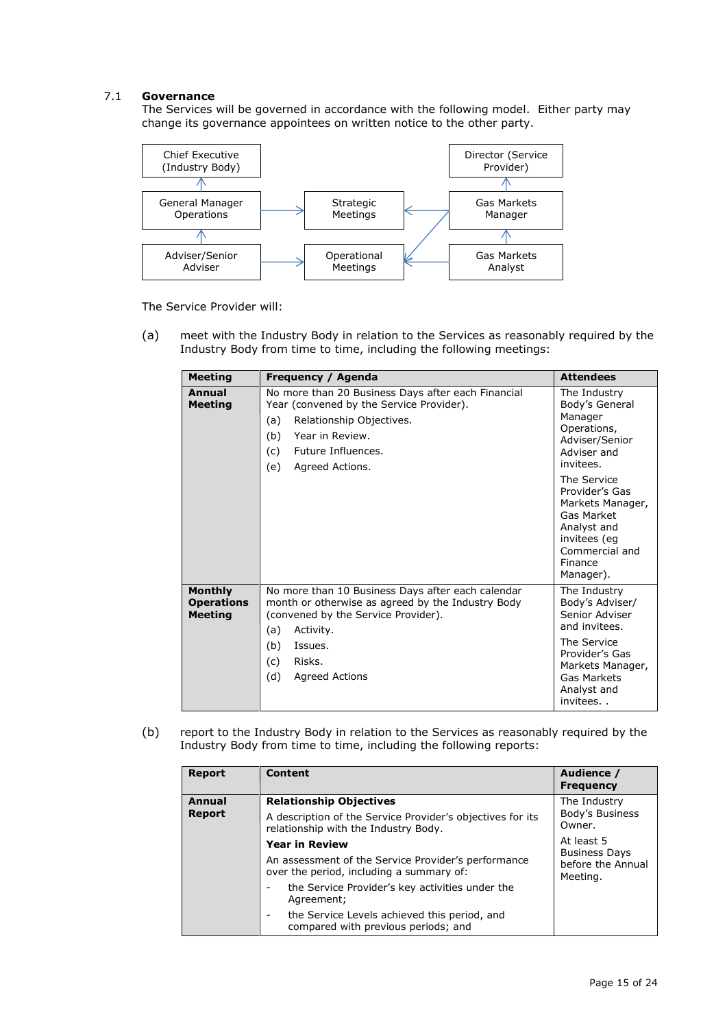### 7.1 Governance

The Services will be governed in accordance with the following model. Either party may change its governance appointees on written notice to the other party.

Chief Executive (Industry Body)

General Manager Operations

Adviser/Senior Adviser

Strategic Meetings

Operational Meetings

Director (Service Provider)

Gas Markets Manager

Gas Markets Analyst

The Service Provider will:

(a) meet with the Industry Body in relation to the Services as reasonably required by the Industry Body from time to time, including the following meetings:

| Meeting | Frequency / Agenda | Attendees |
|---|---|---|
| **Annual Meeting** | No more than 20 Business Days after each Financial Year (convened by the Service Provider).<br>(a) Relationship Objectives.<br>(b) Year in Review.<br>(c) Future Influences.<br>(e) Agreed Actions. | The Industry Body's General Manager Operations, Adviser/Senior Adviser and invitees.<br>The Service Provider's Gas Markets Manager, Gas Market Analyst and invitees (eg Commercial and Finance Manager). |
| **Monthly Operations Meeting** | No more than 10 Business Days after each calendar month or otherwise as agreed by the Industry Body (convened by the Service Provider).<br>(a) Activity.<br>(b) Issues.<br>(c) Risks.<br>(d) Agreed Actions | The Industry Body's Adviser/ Senior Adviser and invitees.<br>The Service Provider's Gas Markets Manager, Gas Markets Analyst and invitees. . |

(b) report to the Industry Body in relation to the Services as reasonably required by the Industry Body from time to time, including the following reports:

| Report | Content | Audience / Frequency |
|---|---|---|
| **Annual Report** | **Relationship Objectives**<br>A description of the Service Provider's objectives for its relationship with the Industry Body.<br>**Year in Review**<br>An assessment of the Service Provider's performance over the period, including a summary of:<br>- the Service Provider's key activities under the Agreement;<br>- the Service Levels achieved this period, and compared with previous periods; and | The Industry Body's Business Owner.<br>At least 5 Business Days before the Annual Meeting. |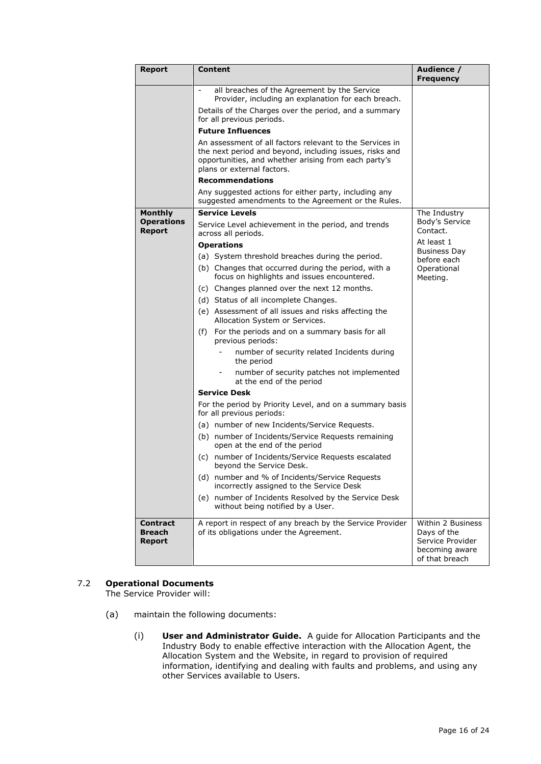| Report | Content | Audience / Frequency |
|---|---|---|
| | - all breaches of the Agreement by the Service Provider, including an explanation for each breach.<br><br>Details of the Charges over the period, and a summary for all previous periods.<br><br>**Future Influences**<br><br>An assessment of all factors relevant to the Services in the next period and beyond, including issues, risks and opportunities, and whether arising from each party's plans or external factors.<br><br>**Recommendations**<br><br>Any suggested actions for either party, including any suggested amendments to the Agreement or the Rules. | |
| **Monthly Operations Report** | **Service Levels**<br><br>Service Level achievement in the period, and trends across all periods.<br><br>**Operations**<br><br>(a) System threshold breaches during the period.<br>(b) Changes that occurred during the period, with a focus on highlights and issues encountered.<br>(c) Changes planned over the next 12 months.<br>(d) Status of all incomplete Changes.<br>(e) Assessment of all issues and risks affecting the Allocation System or Services.<br>(f) For the periods and on a summary basis for all previous periods:<br>- number of security related Incidents during the period<br>- number of security patches not implemented at the end of the period<br><br>**Service Desk**<br><br>For the period by Priority Level, and on a summary basis for all previous periods:<br><br>(a) number of new Incidents/Service Requests.<br>(b) number of Incidents/Service Requests remaining open at the end of the period<br>(c) number of Incidents/Service Requests escalated beyond the Service Desk.<br>(d) number and % of Incidents/Service Requests incorrectly assigned to the Service Desk<br>(e) number of Incidents Resolved by the Service Desk without being notified by a User. | The Industry Body's Service Contact.<br><br>At least 1 Business Day before each Operational Meeting. |
| **Contract Breach Report** | A report in respect of any breach by the Service Provider of its obligations under the Agreement. | Within 2 Business Days of the Service Provider becoming aware of that breach |

### 7.2 Operational Documents

The Service Provider will:

(a) maintain the following documents:

(i) **User and Administrator Guide.** A guide for Allocation Participants and the Industry Body to enable effective interaction with the Allocation Agent, the Allocation System and the Website, in regard to provision of required information, identifying and dealing with faults and problems, and using any other Services available to Users.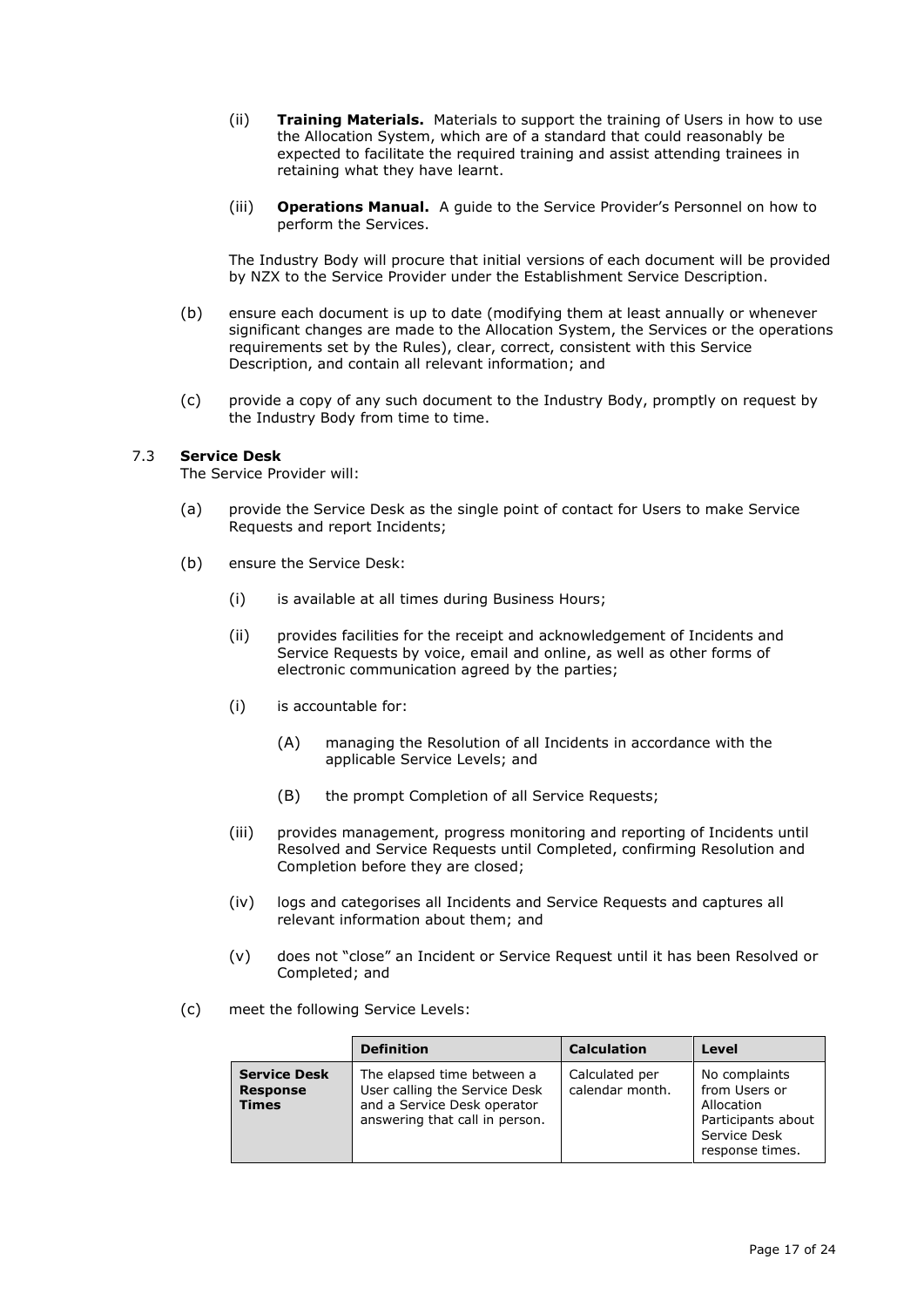(ii) **Training Materials.** Materials to support the training of Users in how to use the Allocation System, which are of a standard that could reasonably be expected to facilitate the required training and assist attending trainees in retaining what they have learnt.

(iii) **Operations Manual.** A guide to the Service Provider's Personnel on how to perform the Services.

The Industry Body will procure that initial versions of each document will be provided by NZX to the Service Provider under the Establishment Service Description.

(b) ensure each document is up to date (modifying them at least annually or whenever significant changes are made to the Allocation System, the Services or the operations requirements set by the Rules), clear, correct, consistent with this Service Description, and contain all relevant information; and

(c) provide a copy of any such document to the Industry Body, promptly on request by the Industry Body from time to time.

### 7.3 Service Desk

The Service Provider will:

(a) provide the Service Desk as the single point of contact for Users to make Service Requests and report Incidents;

(b) ensure the Service Desk:

   (i) is available at all times during Business Hours;

   (ii) provides facilities for the receipt and acknowledgement of Incidents and Service Requests by voice, email and online, as well as other forms of electronic communication agreed by the parties;

   (i) is accountable for:

      (A) managing the Resolution of all Incidents in accordance with the applicable Service Levels; and

      (B) the prompt Completion of all Service Requests;

   (iii) provides management, progress monitoring and reporting of Incidents until Resolved and Service Requests until Completed, confirming Resolution and Completion before they are closed;

   (iv) logs and categorises all Incidents and Service Requests and captures all relevant information about them; and

   (v) does not "close" an Incident or Service Request until it has been Resolved or Completed; and

(c) meet the following Service Levels:

| | Definition | Calculation | Level |
|---|---|---|---|
| **Service Desk Response Times** | The elapsed time between a User calling the Service Desk and a Service Desk operator answering that call in person. | Calculated per calendar month. | No complaints from Users or Allocation Participants about Service Desk response times. |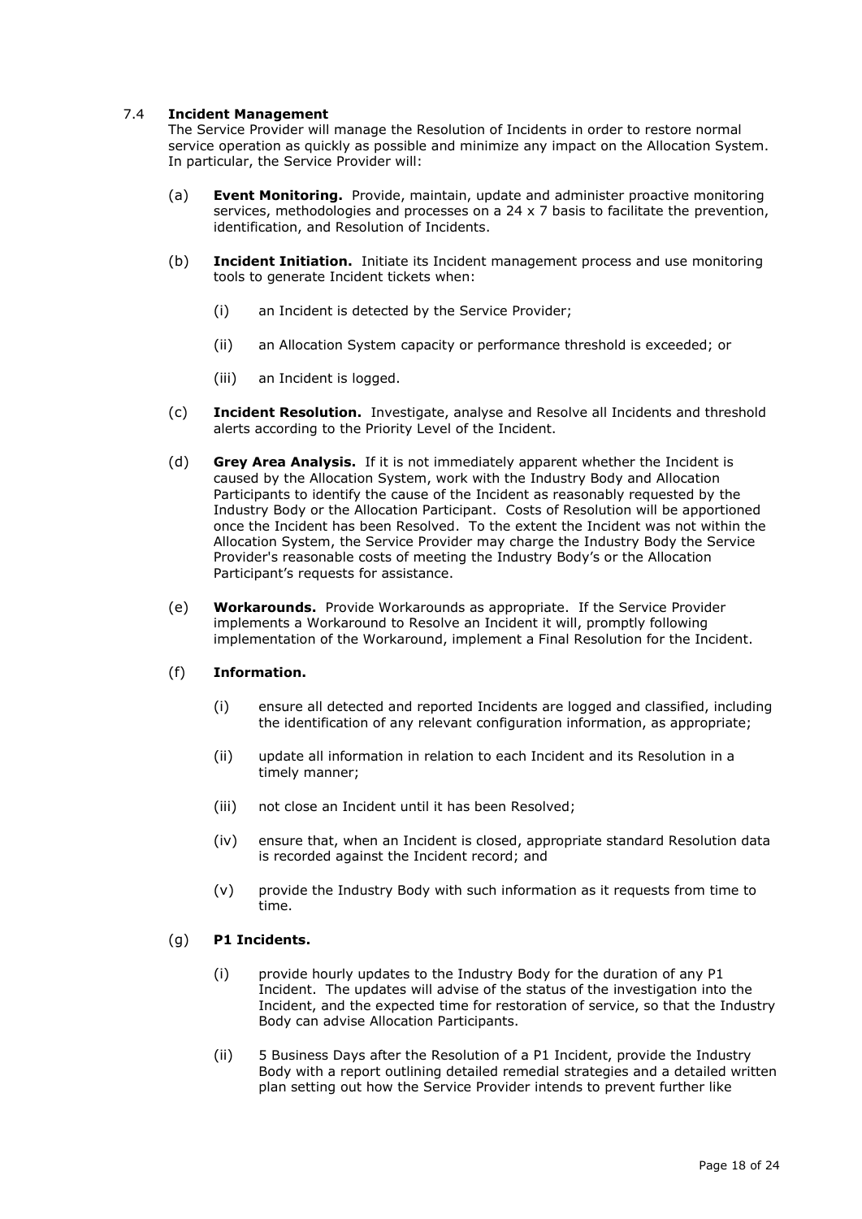### 7.4 Incident Management

The Service Provider will manage the Resolution of Incidents in order to restore normal service operation as quickly as possible and minimize any impact on the Allocation System. In particular, the Service Provider will:

(a) **Event Monitoring.** Provide, maintain, update and administer proactive monitoring services, methodologies and processes on a 24 x 7 basis to facilitate the prevention, identification, and Resolution of Incidents.

(b) **Incident Initiation.** Initiate its Incident management process and use monitoring tools to generate Incident tickets when:

  (i) an Incident is detected by the Service Provider;

  (ii) an Allocation System capacity or performance threshold is exceeded; or

  (iii) an Incident is logged.

(c) **Incident Resolution.** Investigate, analyse and Resolve all Incidents and threshold alerts according to the Priority Level of the Incident.

(d) **Grey Area Analysis.** If it is not immediately apparent whether the Incident is caused by the Allocation System, work with the Industry Body and Allocation Participants to identify the cause of the Incident as reasonably requested by the Industry Body or the Allocation Participant. Costs of Resolution will be apportioned once the Incident has been Resolved. To the extent the Incident was not within the Allocation System, the Service Provider may charge the Industry Body the Service Provider's reasonable costs of meeting the Industry Body's or the Allocation Participant's requests for assistance.

(e) **Workarounds.** Provide Workarounds as appropriate. If the Service Provider implements a Workaround to Resolve an Incident it will, promptly following implementation of the Workaround, implement a Final Resolution for the Incident.

(f) **Information.**

  (i) ensure all detected and reported Incidents are logged and classified, including the identification of any relevant configuration information, as appropriate;

  (ii) update all information in relation to each Incident and its Resolution in a timely manner;

  (iii) not close an Incident until it has been Resolved;

  (iv) ensure that, when an Incident is closed, appropriate standard Resolution data is recorded against the Incident record; and

  (v) provide the Industry Body with such information as it requests from time to time.

(g) **P1 Incidents.**

  (i) provide hourly updates to the Industry Body for the duration of any P1 Incident. The updates will advise of the status of the investigation into the Incident, and the expected time for restoration of service, so that the Industry Body can advise Allocation Participants.

  (ii) 5 Business Days after the Resolution of a P1 Incident, provide the Industry Body with a report outlining detailed remedial strategies and a detailed written plan setting out how the Service Provider intends to prevent further like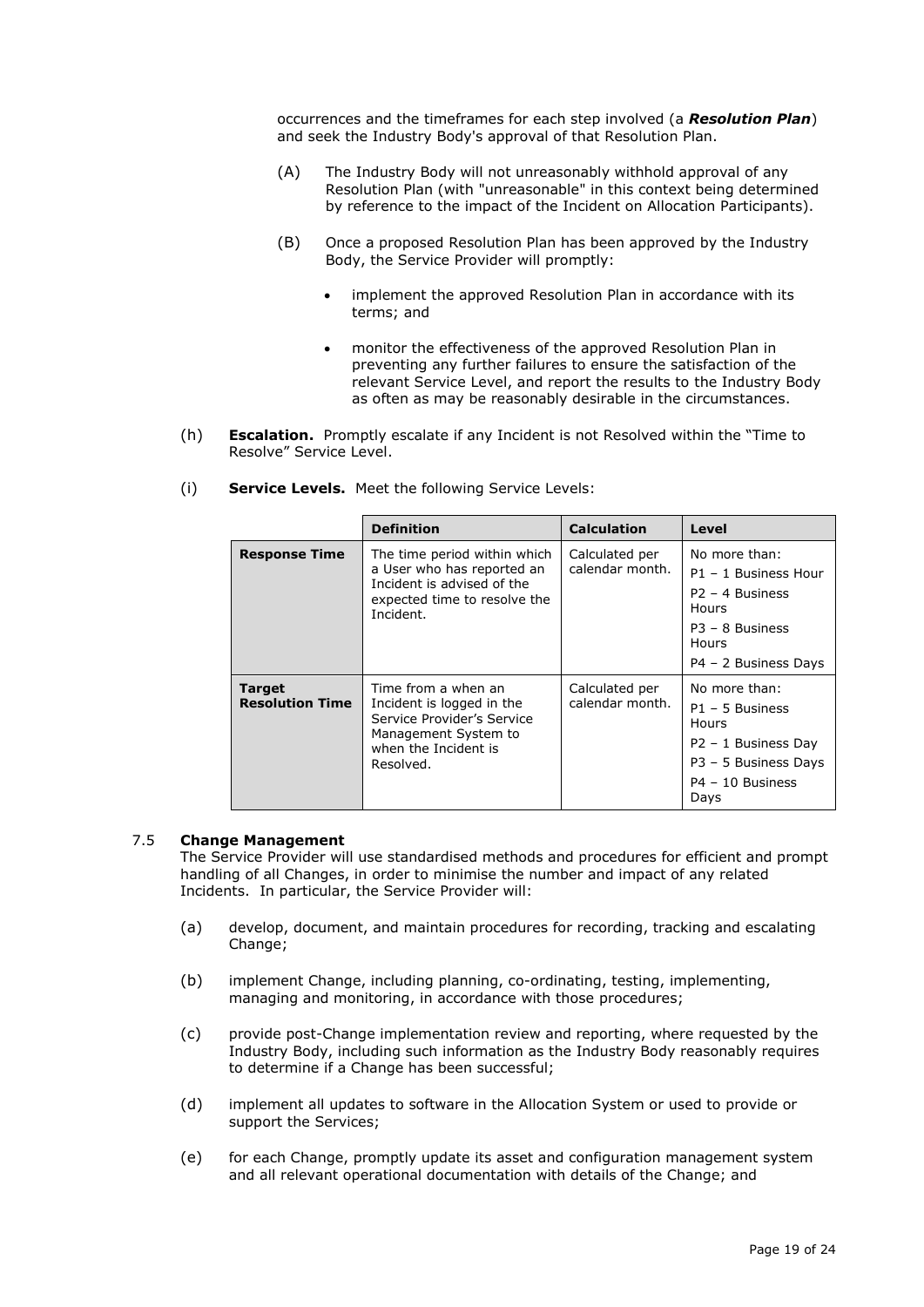occurrences and the timeframes for each step involved (a ***Resolution Plan***) and seek the Industry Body's approval of that Resolution Plan.

(A) The Industry Body will not unreasonably withhold approval of any Resolution Plan (with "unreasonable" in this context being determined by reference to the impact of the Incident on Allocation Participants).

(B) Once a proposed Resolution Plan has been approved by the Industry Body, the Service Provider will promptly:

- implement the approved Resolution Plan in accordance with its terms; and
- monitor the effectiveness of the approved Resolution Plan in preventing any further failures to ensure the satisfaction of the relevant Service Level, and report the results to the Industry Body as often as may be reasonably desirable in the circumstances.

(h) **Escalation.** Promptly escalate if any Incident is not Resolved within the "Time to Resolve" Service Level.

(i) **Service Levels.** Meet the following Service Levels:

| | Definition | Calculation | Level |
|---|---|---|---|
| **Response Time** | The time period within which a User who has reported an Incident is advised of the expected time to resolve the Incident. | Calculated per calendar month. | No more than:<br>P1 – 1 Business Hour<br>P2 – 4 Business Hours<br>P3 – 8 Business Hours<br>P4 – 2 Business Days |
| **Target Resolution Time** | Time from a when an Incident is logged in the Service Provider's Service Management System to when the Incident is Resolved. | Calculated per calendar month. | No more than:<br>P1 – 5 Business Hours<br>P2 – 1 Business Day<br>P3 – 5 Business Days<br>P4 – 10 Business Days |

## 7.5 Change Management

The Service Provider will use standardised methods and procedures for efficient and prompt handling of all Changes, in order to minimise the number and impact of any related Incidents. In particular, the Service Provider will:

(a) develop, document, and maintain procedures for recording, tracking and escalating Change;

(b) implement Change, including planning, co-ordinating, testing, implementing, managing and monitoring, in accordance with those procedures;

(c) provide post-Change implementation review and reporting, where requested by the Industry Body, including such information as the Industry Body reasonably requires to determine if a Change has been successful;

(d) implement all updates to software in the Allocation System or used to provide or support the Services;

(e) for each Change, promptly update its asset and configuration management system and all relevant operational documentation with details of the Change; and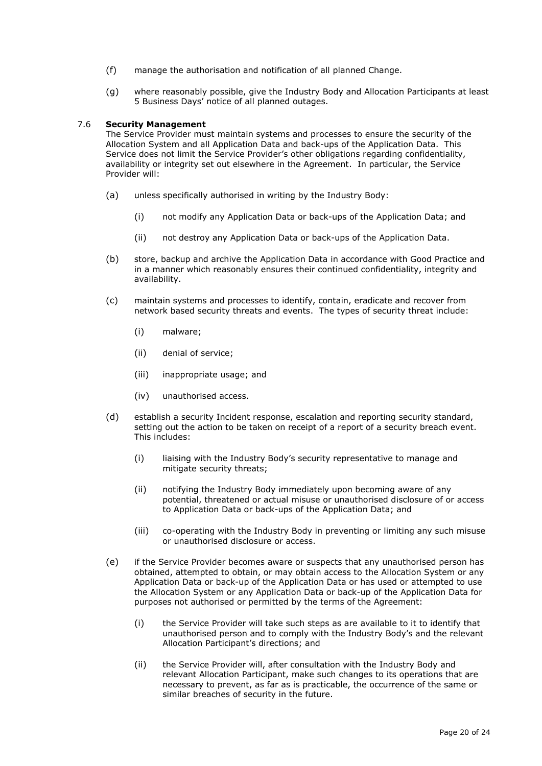(f) manage the authorisation and notification of all planned Change.

(g) where reasonably possible, give the Industry Body and Allocation Participants at least 5 Business Days' notice of all planned outages.

### 7.6 Security Management

The Service Provider must maintain systems and processes to ensure the security of the Allocation System and all Application Data and back-ups of the Application Data. This Service does not limit the Service Provider's other obligations regarding confidentiality, availability or integrity set out elsewhere in the Agreement. In particular, the Service Provider will:

(a) unless specifically authorised in writing by the Industry Body:

  (i) not modify any Application Data or back-ups of the Application Data; and

  (ii) not destroy any Application Data or back-ups of the Application Data.

(b) store, backup and archive the Application Data in accordance with Good Practice and in a manner which reasonably ensures their continued confidentiality, integrity and availability.

(c) maintain systems and processes to identify, contain, eradicate and recover from network based security threats and events. The types of security threat include:

  (i) malware;

  (ii) denial of service;

  (iii) inappropriate usage; and

  (iv) unauthorised access.

(d) establish a security Incident response, escalation and reporting security standard, setting out the action to be taken on receipt of a report of a security breach event. This includes:

  (i) liaising with the Industry Body's security representative to manage and mitigate security threats;

  (ii) notifying the Industry Body immediately upon becoming aware of any potential, threatened or actual misuse or unauthorised disclosure of or access to Application Data or back-ups of the Application Data; and

  (iii) co-operating with the Industry Body in preventing or limiting any such misuse or unauthorised disclosure or access.

(e) if the Service Provider becomes aware or suspects that any unauthorised person has obtained, attempted to obtain, or may obtain access to the Allocation System or any Application Data or back-up of the Application Data or has used or attempted to use the Allocation System or any Application Data or back-up of the Application Data for purposes not authorised or permitted by the terms of the Agreement:

  (i) the Service Provider will take such steps as are available to it to identify that unauthorised person and to comply with the Industry Body's and the relevant Allocation Participant's directions; and

  (ii) the Service Provider will, after consultation with the Industry Body and relevant Allocation Participant, make such changes to its operations that are necessary to prevent, as far as is practicable, the occurrence of the same or similar breaches of security in the future.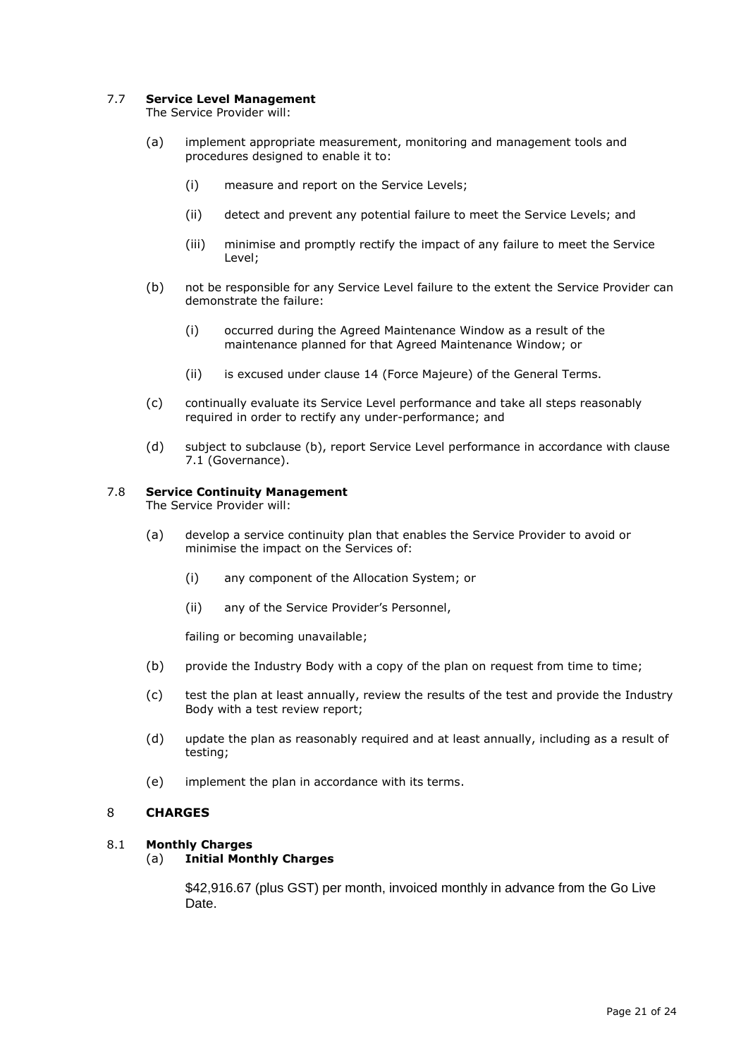### 7.7 **Service Level Management**

The Service Provider will:

(a) implement appropriate measurement, monitoring and management tools and procedures designed to enable it to:

(i) measure and report on the Service Levels;

(ii) detect and prevent any potential failure to meet the Service Levels; and

(iii) minimise and promptly rectify the impact of any failure to meet the Service Level;

(b) not be responsible for any Service Level failure to the extent the Service Provider can demonstrate the failure:

(i) occurred during the Agreed Maintenance Window as a result of the maintenance planned for that Agreed Maintenance Window; or

(ii) is excused under clause 14 (Force Majeure) of the General Terms.

(c) continually evaluate its Service Level performance and take all steps reasonably required in order to rectify any under-performance; and

(d) subject to subclause (b), report Service Level performance in accordance with clause 7.1 (Governance).

### 7.8 **Service Continuity Management**

The Service Provider will:

(a) develop a service continuity plan that enables the Service Provider to avoid or minimise the impact on the Services of:

(i) any component of the Allocation System; or

(ii) any of the Service Provider's Personnel,

failing or becoming unavailable;

(b) provide the Industry Body with a copy of the plan on request from time to time;

(c) test the plan at least annually, review the results of the test and provide the Industry Body with a test review report;

(d) update the plan as reasonably required and at least annually, including as a result of testing;

(e) implement the plan in accordance with its terms.

## 8 **CHARGES**

### 8.1 **Monthly Charges**

(a) **Initial Monthly Charges**

$42,916.67 (plus GST) per month, invoiced monthly in advance from the Go Live Date.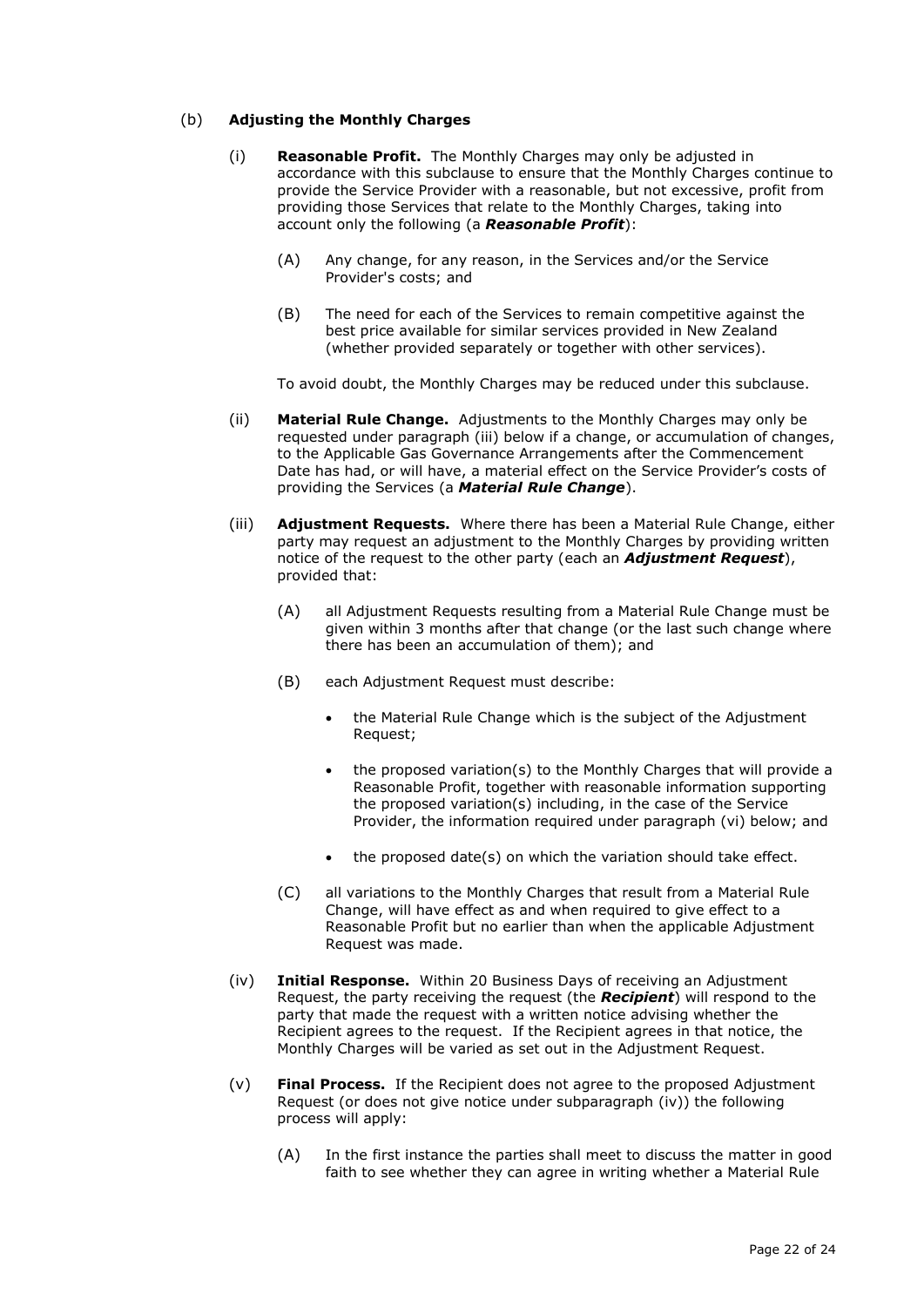(b) **Adjusting the Monthly Charges**

(i) **Reasonable Profit.** The Monthly Charges may only be adjusted in accordance with this subclause to ensure that the Monthly Charges continue to provide the Service Provider with a reasonable, but not excessive, profit from providing those Services that relate to the Monthly Charges, taking into account only the following (a ***Reasonable Profit***):

(A) Any change, for any reason, in the Services and/or the Service Provider's costs; and

(B) The need for each of the Services to remain competitive against the best price available for similar services provided in New Zealand (whether provided separately or together with other services).

To avoid doubt, the Monthly Charges may be reduced under this subclause.

(ii) **Material Rule Change.** Adjustments to the Monthly Charges may only be requested under paragraph (iii) below if a change, or accumulation of changes, to the Applicable Gas Governance Arrangements after the Commencement Date has had, or will have, a material effect on the Service Provider's costs of providing the Services (a ***Material Rule Change***).

(iii) **Adjustment Requests.** Where there has been a Material Rule Change, either party may request an adjustment to the Monthly Charges by providing written notice of the request to the other party (each an ***Adjustment Request***), provided that:

(A) all Adjustment Requests resulting from a Material Rule Change must be given within 3 months after that change (or the last such change where there has been an accumulation of them); and

(B) each Adjustment Request must describe:

- the Material Rule Change which is the subject of the Adjustment Request;
- the proposed variation(s) to the Monthly Charges that will provide a Reasonable Profit, together with reasonable information supporting the proposed variation(s) including, in the case of the Service Provider, the information required under paragraph (vi) below; and
- the proposed date(s) on which the variation should take effect.

(C) all variations to the Monthly Charges that result from a Material Rule Change, will have effect as and when required to give effect to a Reasonable Profit but no earlier than when the applicable Adjustment Request was made.

(iv) **Initial Response.** Within 20 Business Days of receiving an Adjustment Request, the party receiving the request (the ***Recipient***) will respond to the party that made the request with a written notice advising whether the Recipient agrees to the request. If the Recipient agrees in that notice, the Monthly Charges will be varied as set out in the Adjustment Request.

(v) **Final Process.** If the Recipient does not agree to the proposed Adjustment Request (or does not give notice under subparagraph (iv)) the following process will apply:

(A) In the first instance the parties shall meet to discuss the matter in good faith to see whether they can agree in writing whether a Material Rule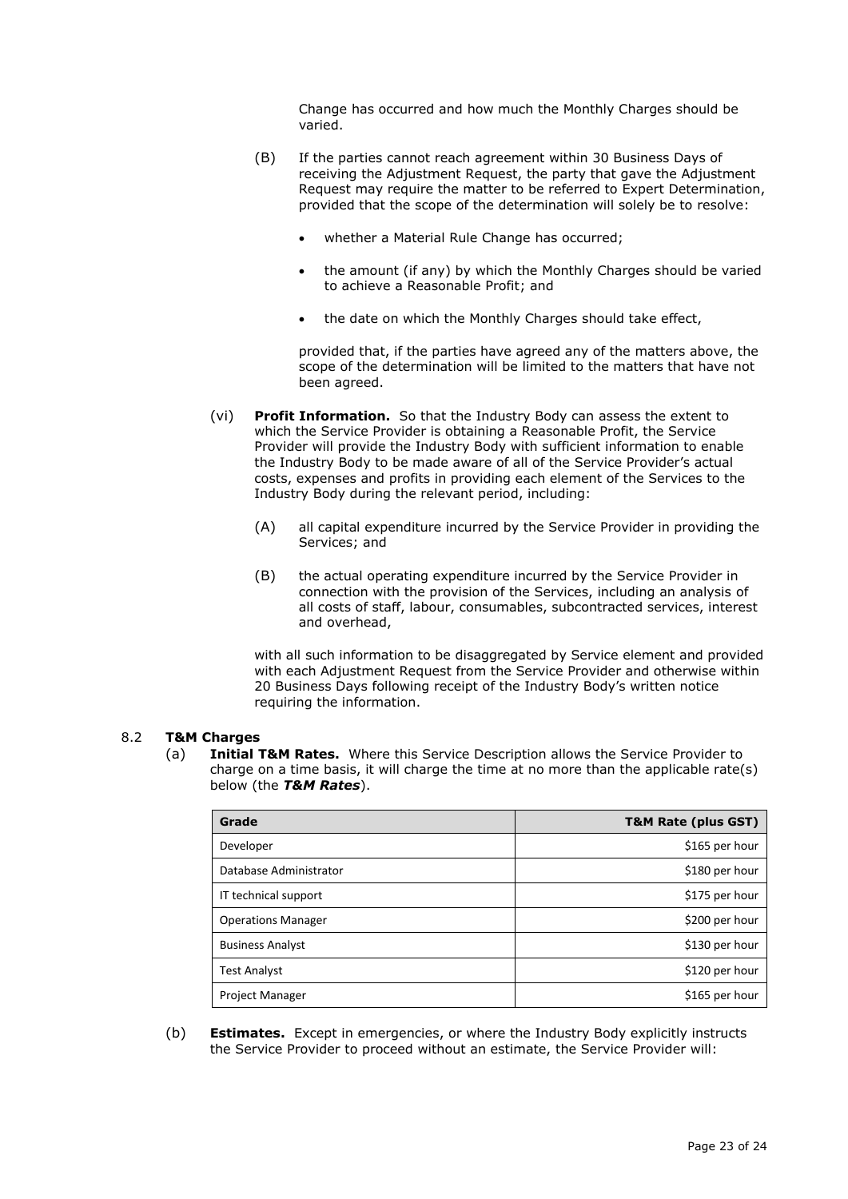Change has occurred and how much the Monthly Charges should be varied.

(B) If the parties cannot reach agreement within 30 Business Days of receiving the Adjustment Request, the party that gave the Adjustment Request may require the matter to be referred to Expert Determination, provided that the scope of the determination will solely be to resolve:

- whether a Material Rule Change has occurred;
- the amount (if any) by which the Monthly Charges should be varied to achieve a Reasonable Profit; and
- the date on which the Monthly Charges should take effect,

provided that, if the parties have agreed any of the matters above, the scope of the determination will be limited to the matters that have not been agreed.

(vi) **Profit Information.** So that the Industry Body can assess the extent to which the Service Provider is obtaining a Reasonable Profit, the Service Provider will provide the Industry Body with sufficient information to enable the Industry Body to be made aware of all of the Service Provider's actual costs, expenses and profits in providing each element of the Services to the Industry Body during the relevant period, including:

(A) all capital expenditure incurred by the Service Provider in providing the Services; and

(B) the actual operating expenditure incurred by the Service Provider in connection with the provision of the Services, including an analysis of all costs of staff, labour, consumables, subcontracted services, interest and overhead,

with all such information to be disaggregated by Service element and provided with each Adjustment Request from the Service Provider and otherwise within 20 Business Days following receipt of the Industry Body's written notice requiring the information.

8.2 **T&M Charges**

(a) **Initial T&M Rates.** Where this Service Description allows the Service Provider to charge on a time basis, it will charge the time at no more than the applicable rate(s) below (the ***T&M Rates***).

| Grade | T&M Rate (plus GST) |
|---|---:|
| Developer | $165 per hour |
| Database Administrator | $180 per hour |
| IT technical support | $175 per hour |
| Operations Manager | $200 per hour |
| Business Analyst | $130 per hour |
| Test Analyst | $120 per hour |
| Project Manager | $165 per hour |

(b) **Estimates.** Except in emergencies, or where the Industry Body explicitly instructs the Service Provider to proceed without an estimate, the Service Provider will: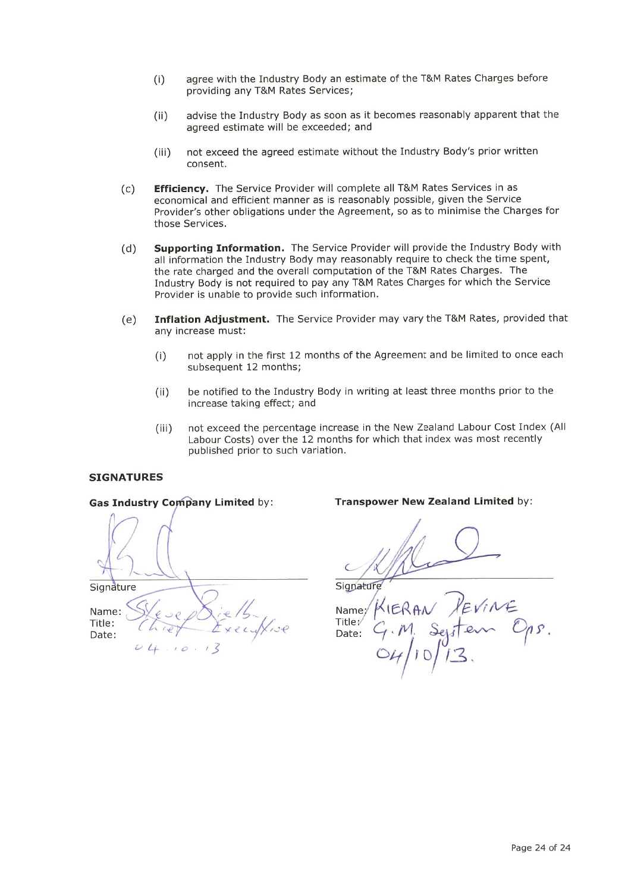(i) agree with the Industry Body an estimate of the T&M Rates Charges before providing any T&M Rates Services;

(ii) advise the Industry Body as soon as it becomes reasonably apparent that the agreed estimate will be exceeded; and

(iii) not exceed the agreed estimate without the Industry Body's prior written consent.

(c) **Efficiency.** The Service Provider will complete all T&M Rates Services in as economical and efficient manner as is reasonably possible, given the Service Provider's other obligations under the Agreement, so as to minimise the Charges for those Services.

(d) **Supporting Information.** The Service Provider will provide the Industry Body with all information the Industry Body may reasonably require to check the time spent, the rate charged and the overall computation of the T&M Rates Charges. The Industry Body is not required to pay any T&M Rates Charges for which the Service Provider is unable to provide such information.

(e) **Inflation Adjustment.** The Service Provider may vary the T&M Rates, provided that any increase must:

(i) not apply in the first 12 months of the Agreement and be limited to once each subsequent 12 months;

(ii) be notified to the Industry Body in writing at least three months prior to the increase taking effect; and

(iii) not exceed the percentage increase in the New Zealand Labour Cost Index (All Labour Costs) over the 12 months for which that index was most recently published prior to such variation.

**SIGNATURES**

**Gas Industry Company Limited** by:

Signature

Name: Steve Bielby
Title: Chief Executive
Date: 04.10.13

**Transpower New Zealand Limited** by:

Signature

Name: KIERAN DEVINE
Title: G.M. System Ops.
Date: 04/10/13.